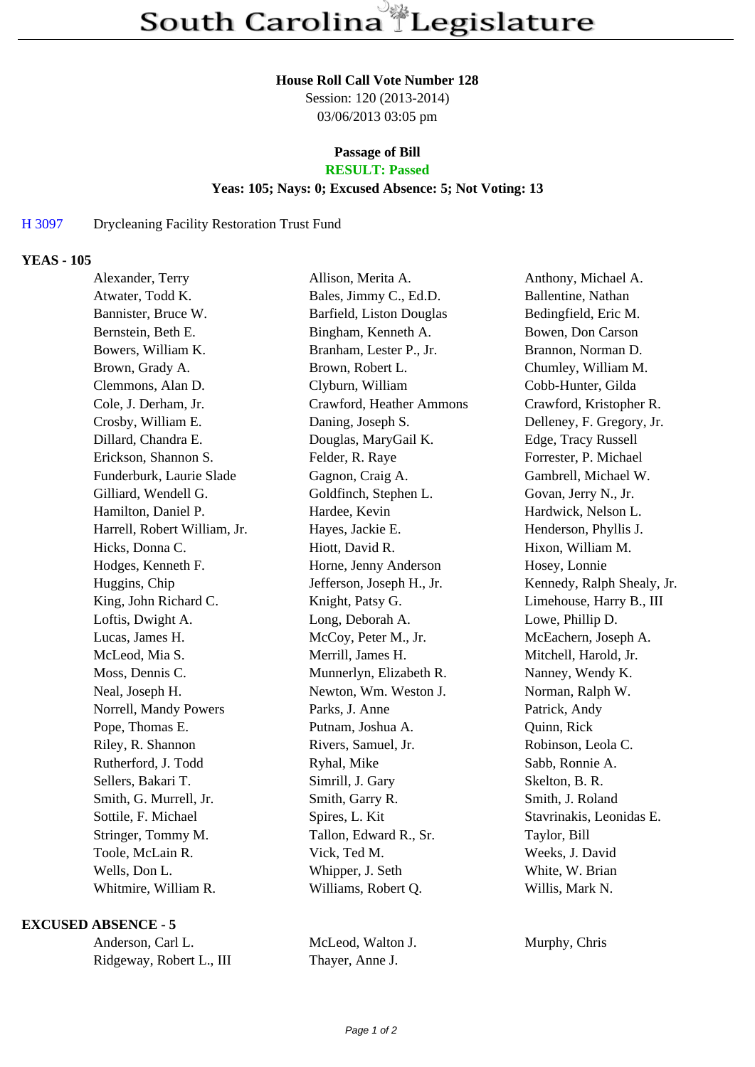# South Carolina Legislature

**House Roll Call Vote Number 128**
Session: 120 (2013-2014)
03/06/2013 03:05 pm

**Passage of Bill**
**RESULT: Passed**
**Yeas: 105; Nays: 0; Excused Absence: 5; Not Voting: 13**

H 3097 Drycleaning Facility Restoration Trust Fund

**YEAS - 105**

| | | |
|---|---|---|
| Alexander, Terry | Allison, Merita A. | Anthony, Michael A. |
| Atwater, Todd K. | Bales, Jimmy C., Ed.D. | Ballentine, Nathan |
| Bannister, Bruce W. | Barfield, Liston Douglas | Bedingfield, Eric M. |
| Bernstein, Beth E. | Bingham, Kenneth A. | Bowen, Don Carson |
| Bowers, William K. | Branham, Lester P., Jr. | Brannon, Norman D. |
| Brown, Grady A. | Brown, Robert L. | Chumley, William M. |
| Clemmons, Alan D. | Clyburn, William | Cobb-Hunter, Gilda |
| Cole, J. Derham, Jr. | Crawford, Heather Ammons | Crawford, Kristopher R. |
| Crosby, William E. | Daning, Joseph S. | Delleney, F. Gregory, Jr. |
| Dillard, Chandra E. | Douglas, MaryGail K. | Edge, Tracy Russell |
| Erickson, Shannon S. | Felder, R. Raye | Forrester, P. Michael |
| Funderburk, Laurie Slade | Gagnon, Craig A. | Gambrell, Michael W. |
| Gilliard, Wendell G. | Goldfinch, Stephen L. | Govan, Jerry N., Jr. |
| Hamilton, Daniel P. | Hardee, Kevin | Hardwick, Nelson L. |
| Harrell, Robert William, Jr. | Hayes, Jackie E. | Henderson, Phyllis J. |
| Hicks, Donna C. | Hiott, David R. | Hixon, William M. |
| Hodges, Kenneth F. | Horne, Jenny Anderson | Hosey, Lonnie |
| Huggins, Chip | Jefferson, Joseph H., Jr. | Kennedy, Ralph Shealy, Jr. |
| King, John Richard C. | Knight, Patsy G. | Limehouse, Harry B., III |
| Loftis, Dwight A. | Long, Deborah A. | Lowe, Phillip D. |
| Lucas, James H. | McCoy, Peter M., Jr. | McEachern, Joseph A. |
| McLeod, Mia S. | Merrill, James H. | Mitchell, Harold, Jr. |
| Moss, Dennis C. | Munnerlyn, Elizabeth R. | Nanney, Wendy K. |
| Neal, Joseph H. | Newton, Wm. Weston J. | Norman, Ralph W. |
| Norrell, Mandy Powers | Parks, J. Anne | Patrick, Andy |
| Pope, Thomas E. | Putnam, Joshua A. | Quinn, Rick |
| Riley, R. Shannon | Rivers, Samuel, Jr. | Robinson, Leola C. |
| Rutherford, J. Todd | Ryhal, Mike | Sabb, Ronnie A. |
| Sellers, Bakari T. | Simrill, J. Gary | Skelton, B. R. |
| Smith, G. Murrell, Jr. | Smith, Garry R. | Smith, J. Roland |
| Sottile, F. Michael | Spires, L. Kit | Stavrinakis, Leonidas E. |
| Stringer, Tommy M. | Tallon, Edward R., Sr. | Taylor, Bill |
| Toole, McLain R. | Vick, Ted M. | Weeks, J. David |
| Wells, Don L. | Whipper, J. Seth | White, W. Brian |
| Whitmire, William R. | Williams, Robert Q. | Willis, Mark N. |

**EXCUSED ABSENCE - 5**

| | | |
|---|---|---|
| Anderson, Carl L. | McLeod, Walton J. | Murphy, Chris |
| Ridgeway, Robert L., III | Thayer, Anne J. | |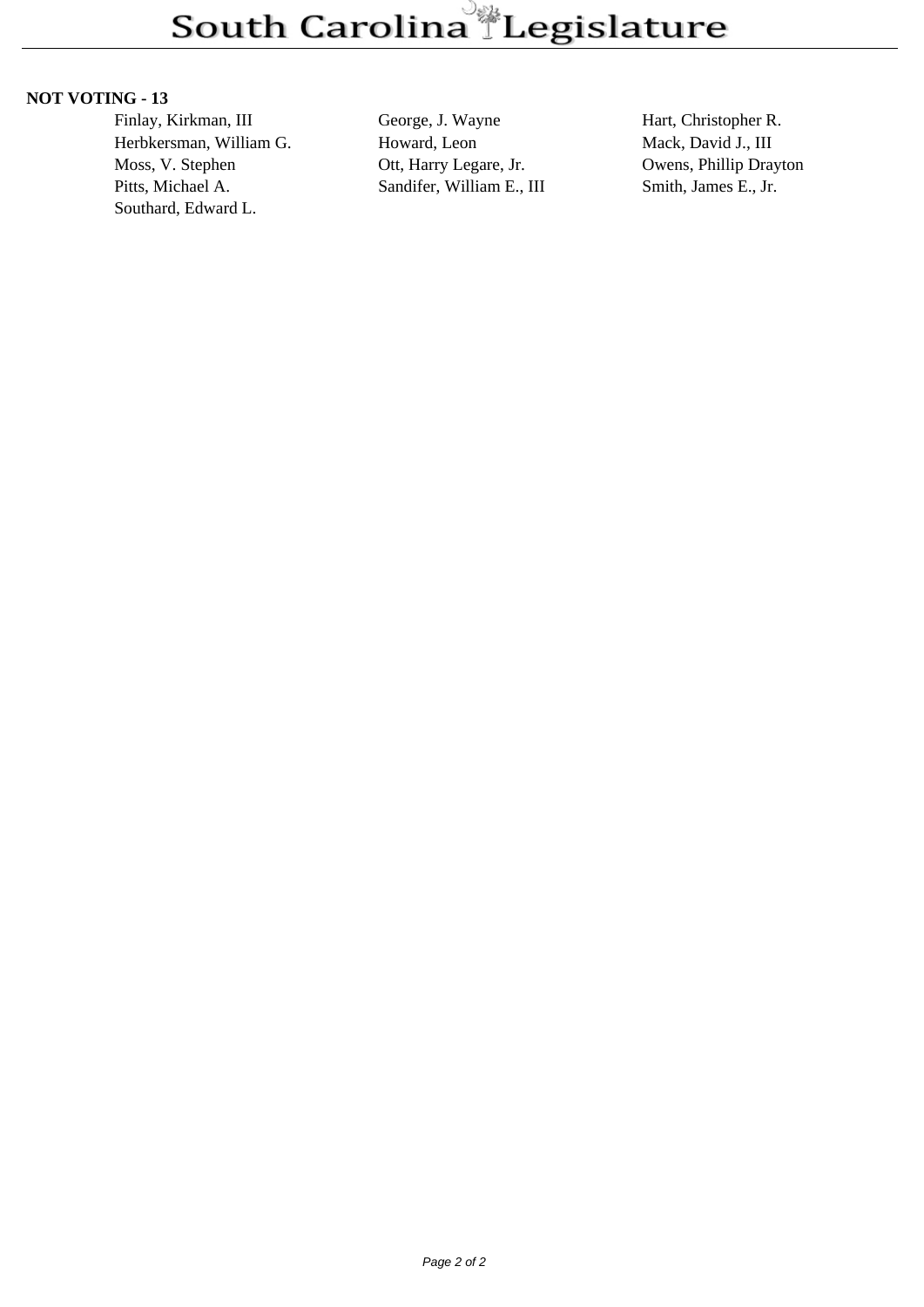**NOT VOTING - 13**

| | | |
|---|---|---|
| Finlay, Kirkman, III | George, J. Wayne | Hart, Christopher R. |
| Herbkersman, William G. | Howard, Leon | Mack, David J., III |
| Moss, V. Stephen | Ott, Harry Legare, Jr. | Owens, Phillip Drayton |
| Pitts, Michael A. | Sandifer, William E., III | Smith, James E., Jr. |
| Southard, Edward L. | | |